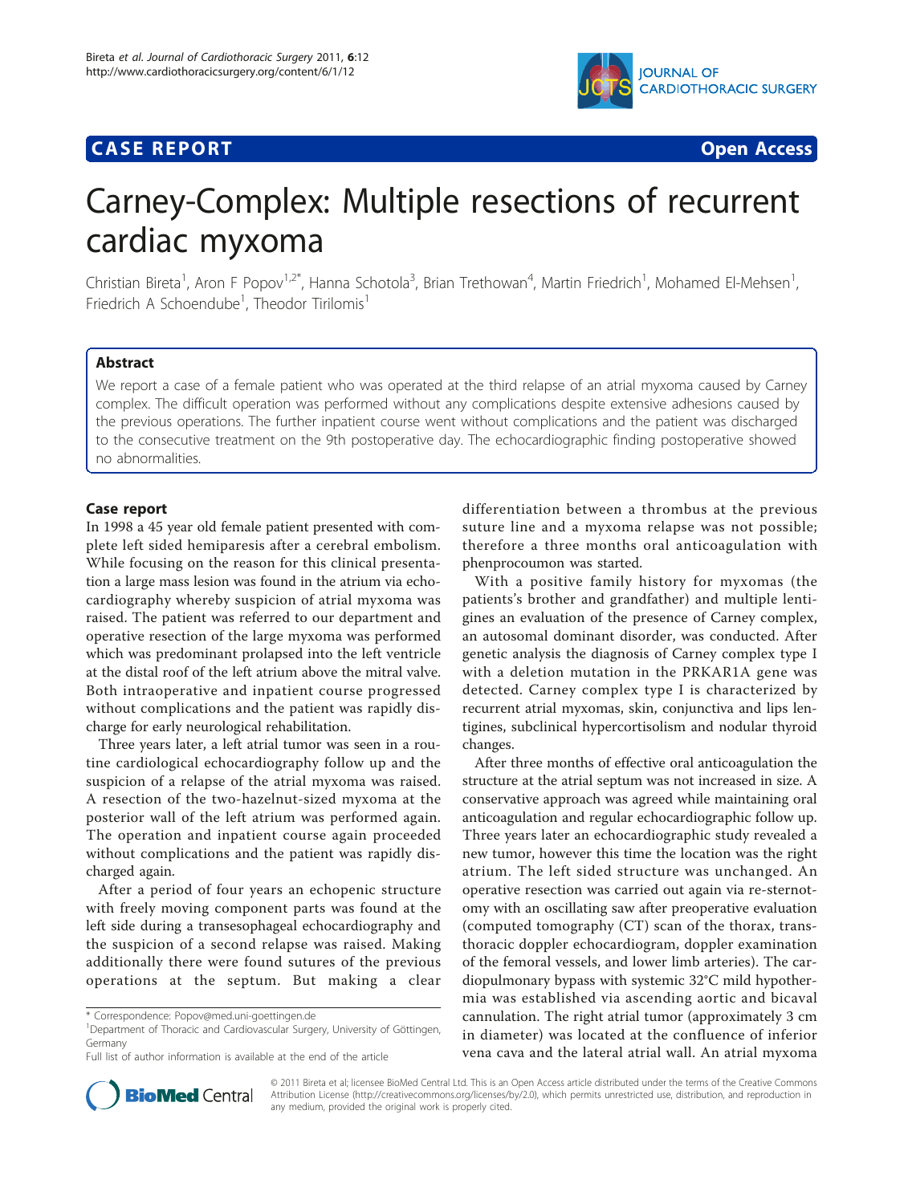**CASE REPORT** **Open Access**

# Carney-Complex: Multiple resections of recurrent cardiac myxoma

Christian Bireta[1], Aron F Popov[1,2*], Hanna Schotola[3], Brian Trethowan[4], Martin Friedrich[1], Mohamed El-Mehsen[1], Friedrich A Schoendube[1], Theodor Tirilomis[1]

## Abstract

We report a case of a female patient who was operated at the third relapse of an atrial myxoma caused by Carney complex. The difficult operation was performed without any complications despite extensive adhesions caused by the previous operations. The further inpatient course went without complications and the patient was discharged to the consecutive treatment on the 9th postoperative day. The echocardiographic finding postoperative showed no abnormalities.

## Case report

In 1998 a 45 year old female patient presented with complete left sided hemiparesis after a cerebral embolism. While focusing on the reason for this clinical presentation a large mass lesion was found in the atrium via echocardiography whereby suspicion of atrial myxoma was raised. The patient was referred to our department and operative resection of the large myxoma was performed which was predominant prolapsed into the left ventricle at the distal roof of the left atrium above the mitral valve. Both intraoperative and inpatient course progressed without complications and the patient was rapidly discharge for early neurological rehabilitation.

Three years later, a left atrial tumor was seen in a routine cardiological echocardiography follow up and the suspicion of a relapse of the atrial myxoma was raised. A resection of the two-hazelnut-sized myxoma at the posterior wall of the left atrium was performed again. The operation and inpatient course again proceeded without complications and the patient was rapidly discharged again.

After a period of four years an echopenic structure with freely moving component parts was found at the left side during a transesophageal echocardiography and the suspicion of a second relapse was raised. Making additionally there were found sutures of the previous operations at the septum. But making a clear differentiation between a thrombus at the previous suture line and a myxoma relapse was not possible; therefore a three months oral anticoagulation with phenprocoumon was started.

With a positive family history for myxomas (the patients's brother and grandfather) and multiple lentigines an evaluation of the presence of Carney complex, an autosomal dominant disorder, was conducted. After genetic analysis the diagnosis of Carney complex type I with a deletion mutation in the PRKAR1A gene was detected. Carney complex type I is characterized by recurrent atrial myxomas, skin, conjunctiva and lips lentigines, subclinical hypercortisolism and nodular thyroid changes.

After three months of effective oral anticoagulation the structure at the atrial septum was not increased in size. A conservative approach was agreed while maintaining oral anticoagulation and regular echocardiographic follow up. Three years later an echocardiographic study revealed a new tumor, however this time the location was the right atrium. The left sided structure was unchanged. An operative resection was carried out again via re-sternotomy with an oscillating saw after preoperative evaluation (computed tomography (CT) scan of the thorax, transthoracic doppler echocardiogram, doppler examination of the femoral vessels, and lower limb arteries). The cardiopulmonary bypass with systemic 32°C mild hypothermia was established via ascending aortic and bicaval cannulation. The right atrial tumor (approximately 3 cm in diameter) was located at the confluence of inferior vena cava and the lateral atrial wall. An atrial myxoma

\* Correspondence: Popov@med.uni-goettingen.de
[1]Department of Thoracic and Cardiovascular Surgery, University of Göttingen, Germany
Full list of author information is available at the end of the article

© 2011 Bireta et al; licensee BioMed Central Ltd. This is an Open Access article distributed under the terms of the Creative Commons Attribution License (http://creativecommons.org/licenses/by/2.0), which permits unrestricted use, distribution, and reproduction in any medium, provided the original work is properly cited.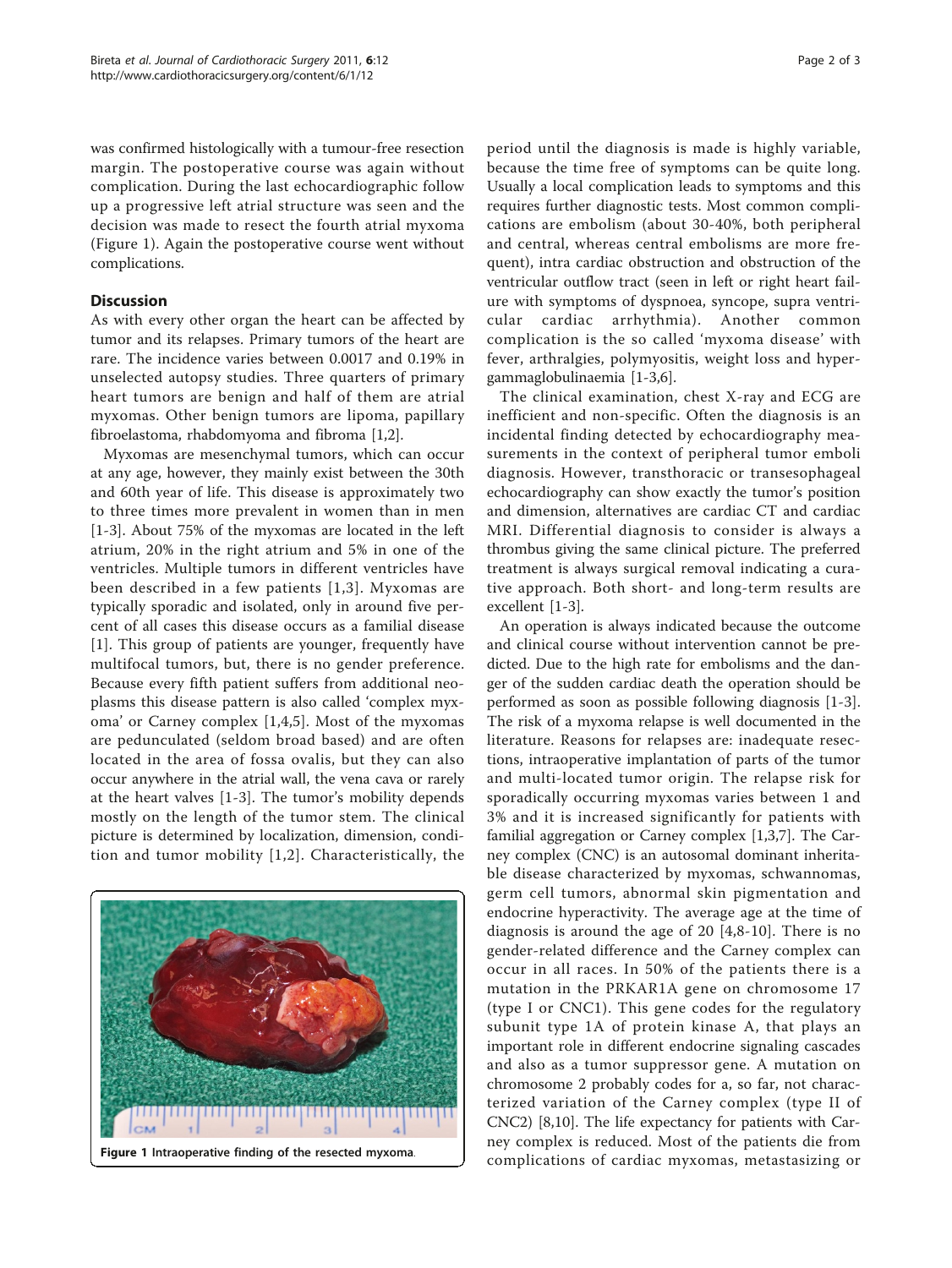was confirmed histologically with a tumour-free resection margin. The postoperative course was again without complication. During the last echocardiographic follow up a progressive left atrial structure was seen and the decision was made to resect the fourth atrial myxoma (Figure 1). Again the postoperative course went without complications.

## Discussion

As with every other organ the heart can be affected by tumor and its relapses. Primary tumors of the heart are rare. The incidence varies between 0.0017 and 0.19% in unselected autopsy studies. Three quarters of primary heart tumors are benign and half of them are atrial myxomas. Other benign tumors are lipoma, papillary fibroelastoma, rhabdomyoma and fibroma [1,2].

Myxomas are mesenchymal tumors, which can occur at any age, however, they mainly exist between the 30th and 60th year of life. This disease is approximately two to three times more prevalent in women than in men [1-3]. About 75% of the myxomas are located in the left atrium, 20% in the right atrium and 5% in one of the ventricles. Multiple tumors in different ventricles have been described in a few patients [1,3]. Myxomas are typically sporadic and isolated, only in around five percent of all cases this disease occurs as a familial disease [1]. This group of patients are younger, frequently have multifocal tumors, but, there is no gender preference. Because every fifth patient suffers from additional neoplasms this disease pattern is also called 'complex myxoma' or Carney complex [1,4,5]. Most of the myxomas are pedunculated (seldom broad based) and are often located in the area of fossa ovalis, but they can also occur anywhere in the atrial wall, the vena cava or rarely at the heart valves [1-3]. The tumor's mobility depends mostly on the length of the tumor stem. The clinical picture is determined by localization, dimension, condition and tumor mobility [1,2]. Characteristically, the period until the diagnosis is made is highly variable, because the time free of symptoms can be quite long. Usually a local complication leads to symptoms and this requires further diagnostic tests. Most common complications are embolism (about 30-40%, both peripheral and central, whereas central embolisms are more frequent), intra cardiac obstruction and obstruction of the ventricular outflow tract (seen in left or right heart failure with symptoms of dyspnoea, syncope, supra ventricular cardiac arrhythmia). Another common complication is the so called 'myxoma disease' with fever, arthralgies, polymyositis, weight loss and hypergammaglobulinaemia [1-3,6].

Figure 1 Intraoperative finding of the resected myxoma.

The clinical examination, chest X-ray and ECG are inefficient and non-specific. Often the diagnosis is an incidental finding detected by echocardiography measurements in the context of peripheral tumor emboli diagnosis. However, transthoracic or transesophageal echocardiography can show exactly the tumor's position and dimension, alternatives are cardiac CT and cardiac MRI. Differential diagnosis to consider is always a thrombus giving the same clinical picture. The preferred treatment is always surgical removal indicating a curative approach. Both short- and long-term results are excellent [1-3].

An operation is always indicated because the outcome and clinical course without intervention cannot be predicted. Due to the high rate for embolisms and the danger of the sudden cardiac death the operation should be performed as soon as possible following diagnosis [1-3]. The risk of a myxoma relapse is well documented in the literature. Reasons for relapses are: inadequate resections, intraoperative implantation of parts of the tumor and multi-located tumor origin. The relapse risk for sporadically occurring myxomas varies between 1 and 3% and it is increased significantly for patients with familial aggregation or Carney complex [1,3,7]. The Carney complex (CNC) is an autosomal dominant inheritable disease characterized by myxomas, schwannomas, germ cell tumors, abnormal skin pigmentation and endocrine hyperactivity. The average age at the time of diagnosis is around the age of 20 [4,8-10]. There is no gender-related difference and the Carney complex can occur in all races. In 50% of the patients there is a mutation in the PRKAR1A gene on chromosome 17 (type I or CNC1). This gene codes for the regulatory subunit type 1A of protein kinase A, that plays an important role in different endocrine signaling cascades and also as a tumor suppressor gene. A mutation on chromosome 2 probably codes for a, so far, not characterized variation of the Carney complex (type II of CNC2) [8,10]. The life expectancy for patients with Carney complex is reduced. Most of the patients die from complications of cardiac myxomas, metastasizing or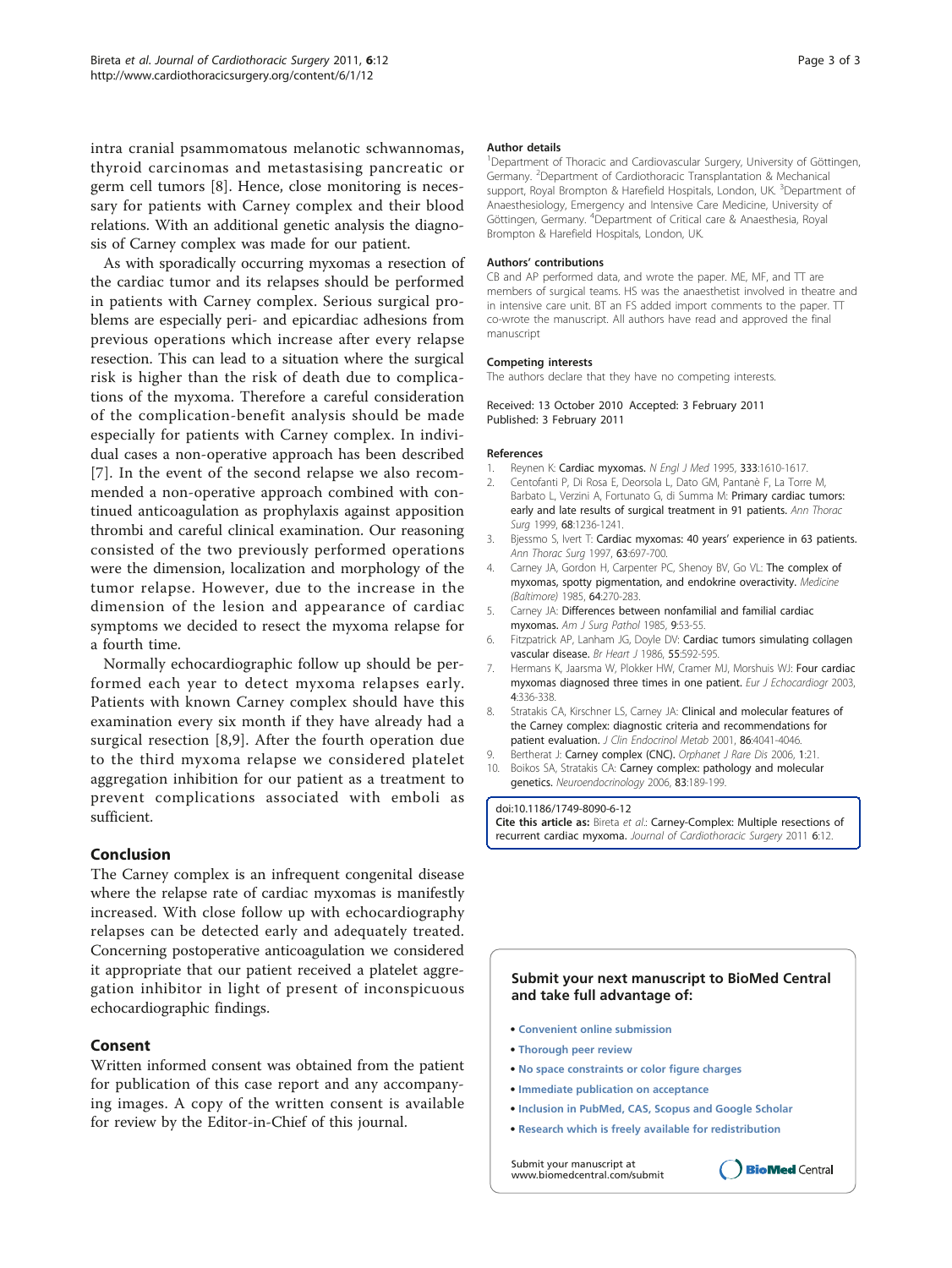intra cranial psammomatous melanotic schwannomas, thyroid carcinomas and metastasising pancreatic or germ cell tumors [8]. Hence, close monitoring is necessary for patients with Carney complex and their blood relations. With an additional genetic analysis the diagnosis of Carney complex was made for our patient.

As with sporadically occurring myxomas a resection of the cardiac tumor and its relapses should be performed in patients with Carney complex. Serious surgical problems are especially peri- and epicardiac adhesions from previous operations which increase after every relapse resection. This can lead to a situation where the surgical risk is higher than the risk of death due to complications of the myxoma. Therefore a careful consideration of the complication-benefit analysis should be made especially for patients with Carney complex. In individual cases a non-operative approach has been described [7]. In the event of the second relapse we also recommended a non-operative approach combined with continued anticoagulation as prophylaxis against apposition thrombi and careful clinical examination. Our reasoning consisted of the two previously performed operations were the dimension, localization and morphology of the tumor relapse. However, due to the increase in the dimension of the lesion and appearance of cardiac symptoms we decided to resect the myxoma relapse for a fourth time.

Normally echocardiographic follow up should be performed each year to detect myxoma relapses early. Patients with known Carney complex should have this examination every six month if they have already had a surgical resection [8,9]. After the fourth operation due to the third myxoma relapse we considered platelet aggregation inhibition for our patient as a treatment to prevent complications associated with emboli as sufficient.

## Conclusion

The Carney complex is an infrequent congenital disease where the relapse rate of cardiac myxomas is manifestly increased. With close follow up with echocardiography relapses can be detected early and adequately treated. Concerning postoperative anticoagulation we considered it appropriate that our patient received a platelet aggregation inhibitor in light of present of inconspicuous echocardiographic findings.

## Consent

Written informed consent was obtained from the patient for publication of this case report and any accompanying images. A copy of the written consent is available for review by the Editor-in-Chief of this journal.

#### Author details

[1]Department of Thoracic and Cardiovascular Surgery, University of Göttingen, Germany. [2]Department of Cardiothoracic Transplantation & Mechanical support, Royal Brompton & Harefield Hospitals, London, UK. [3]Department of Anaesthesiology, Emergency and Intensive Care Medicine, University of Göttingen, Germany. [4]Department of Critical care & Anaesthesia, Royal Brompton & Harefield Hospitals, London, UK.

#### Authors' contributions

CB and AP performed data, and wrote the paper. ME, MF, and TT are members of surgical teams. HS was the anaesthetist involved in theatre and in intensive care unit. BT an FS added import comments to the paper. TT co-wrote the manuscript. All authors have read and approved the final manuscript

#### Competing interests

The authors declare that they have no competing interests.

Received: 13 October 2010 Accepted: 3 February 2011
Published: 3 February 2011

#### References

1. Reynen K: **Cardiac myxomas.** *N Engl J Med* 1995, **333**:1610-1617.
2. Centofanti P, Di Rosa E, Deorsola L, Dato GM, Pantanè F, La Torre M, Barbato L, Verzini A, Fortunato G, di Summa M: **Primary cardiac tumors: early and late results of surgical treatment in 91 patients.** *Ann Thorac Surg* 1999, **68**:1236-1241.
3. Bjessmo S, Ivert T: **Cardiac myxomas: 40 years' experience in 63 patients.** *Ann Thorac Surg* 1997, **63**:697-700.
4. Carney JA, Gordon H, Carpenter PC, Shenoy BV, Go VL: **The complex of myxomas, spotty pigmentation, and endocrine overactivity.** *Medicine (Baltimore)* 1985, **64**:270-283.
5. Carney JA: **Differences between nonfamilial and familial cardiac myxomas.** *Am J Surg Pathol* 1985, **9**:53-55.
6. Fitzpatrick AP, Lanham JG, Doyle DV: **Cardiac tumors simulating collagen vascular disease.** *Br Heart J* 1986, **55**:592-595.
7. Hermans K, Jaarsma W, Plokker HW, Cramer MJ, Morshuis WJ: **Four cardiac myxomas diagnosed three times in one patient.** *Eur J Echocardiogr* 2003, **4**:336-338.
8. Stratakis CA, Kirschner LS, Carney JA: **Clinical and molecular features of the Carney complex: diagnostic criteria and recommendations for patient evaluation.** *J Clin Endocrinol Metab* 2001, **86**:4041-4046.
9. Bertherat J: **Carney complex (CNC).** *Orphanet J Rare Dis* 2006, **1**:21.
10. Boikos SA, Stratakis CA: **Carney complex: pathology and molecular genetics.** *Neuroendocrinology* 2006, **83**:189-199.

doi:10.1186/1749-8090-6-12
**Cite this article as:** Bireta *et al.*: Carney-Complex: Multiple resections of recurrent cardiac myxoma. *Journal of Cardiothoracic Surgery* 2011 **6**:12.

**Submit your next manuscript to BioMed Central and take full advantage of:**

- Convenient online submission
- Thorough peer review
- No space constraints or color figure charges
- Immediate publication on acceptance
- Inclusion in PubMed, CAS, Scopus and Google Scholar
- Research which is freely available for redistribution

Submit your manuscript at www.biomedcentral.com/submit